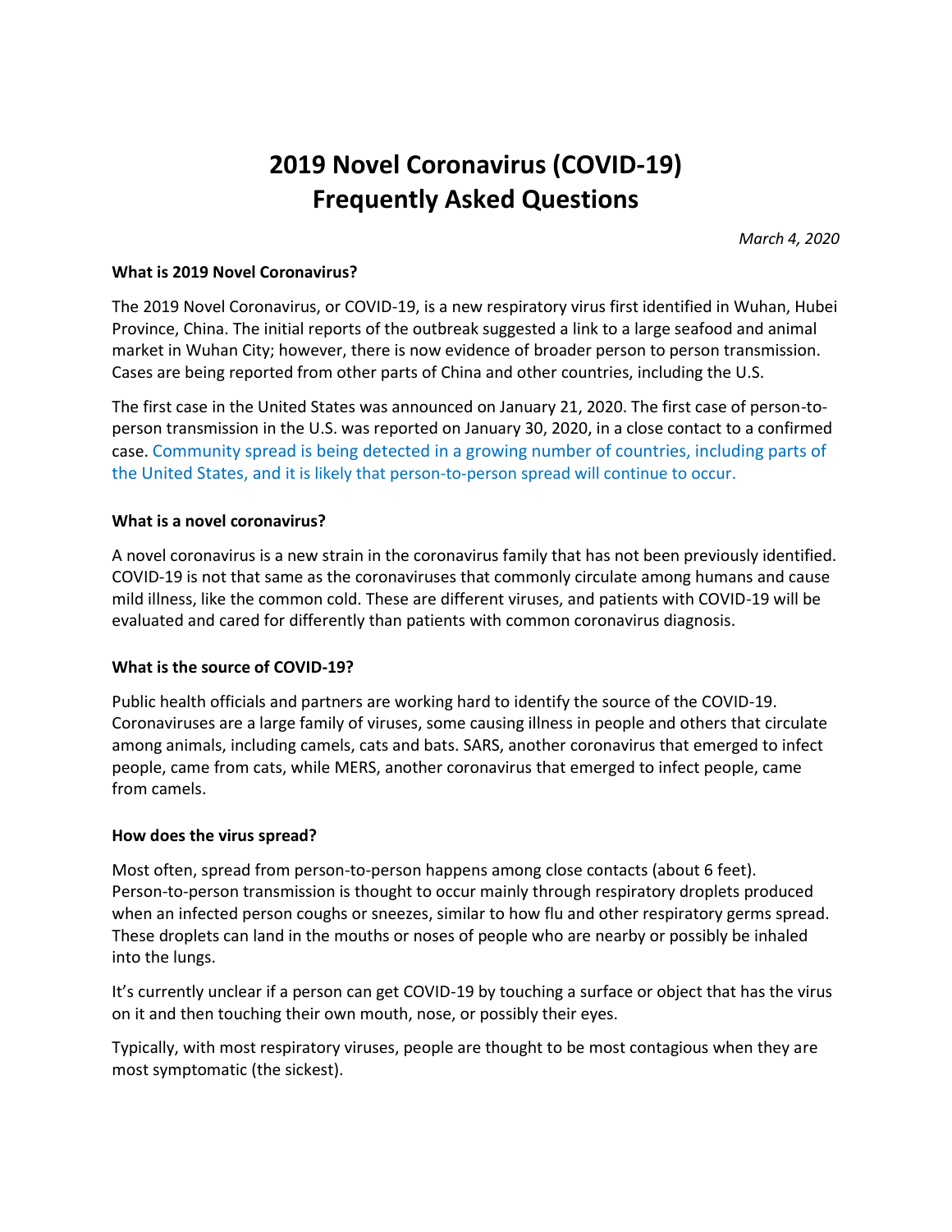# 2019 Novel Coronavirus (COVID-19)
# Frequently Asked Questions

*March 4, 2020*

**What is 2019 Novel Coronavirus?**

The 2019 Novel Coronavirus, or COVID-19, is a new respiratory virus first identified in Wuhan, Hubei Province, China. The initial reports of the outbreak suggested a link to a large seafood and animal market in Wuhan City; however, there is now evidence of broader person to person transmission. Cases are being reported from other parts of China and other countries, including the U.S.

The first case in the United States was announced on January 21, 2020. The first case of person-to-person transmission in the U.S. was reported on January 30, 2020, in a close contact to a confirmed case. Community spread is being detected in a growing number of countries, including parts of the United States, and it is likely that person-to-person spread will continue to occur.

**What is a novel coronavirus?**

A novel coronavirus is a new strain in the coronavirus family that has not been previously identified. COVID-19 is not that same as the coronaviruses that commonly circulate among humans and cause mild illness, like the common cold. These are different viruses, and patients with COVID-19 will be evaluated and cared for differently than patients with common coronavirus diagnosis.

**What is the source of COVID-19?**

Public health officials and partners are working hard to identify the source of the COVID-19. Coronaviruses are a large family of viruses, some causing illness in people and others that circulate among animals, including camels, cats and bats. SARS, another coronavirus that emerged to infect people, came from cats, while MERS, another coronavirus that emerged to infect people, came from camels.

**How does the virus spread?**

Most often, spread from person-to-person happens among close contacts (about 6 feet). Person-to-person transmission is thought to occur mainly through respiratory droplets produced when an infected person coughs or sneezes, similar to how flu and other respiratory germs spread. These droplets can land in the mouths or noses of people who are nearby or possibly be inhaled into the lungs.

It's currently unclear if a person can get COVID-19 by touching a surface or object that has the virus on it and then touching their own mouth, nose, or possibly their eyes.

Typically, with most respiratory viruses, people are thought to be most contagious when they are most symptomatic (the sickest).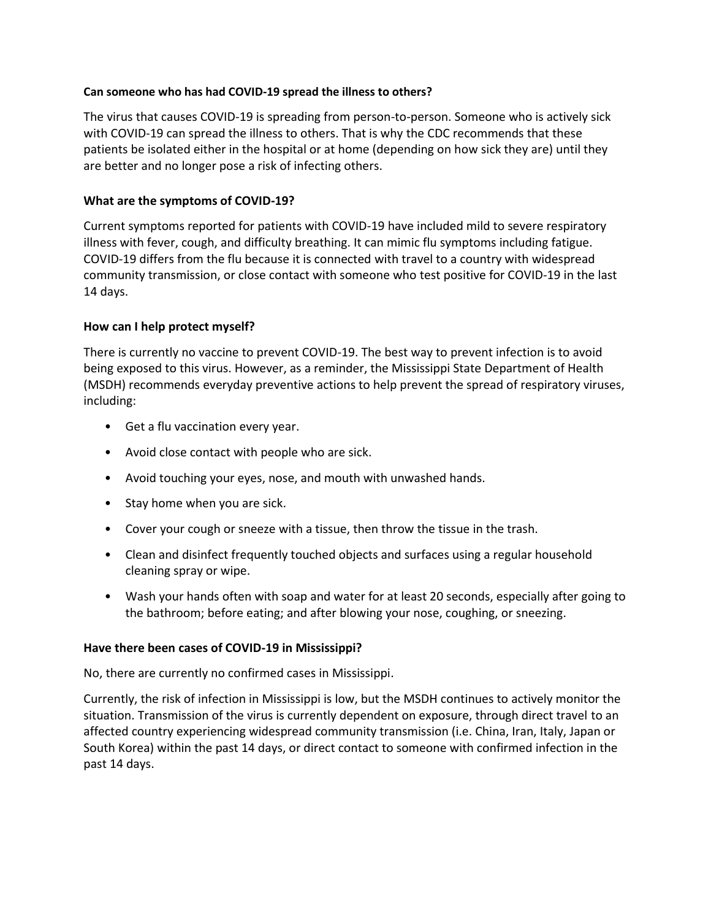**Can someone who has had COVID-19 spread the illness to others?**

The virus that causes COVID-19 is spreading from person-to-person. Someone who is actively sick with COVID-19 can spread the illness to others. That is why the CDC recommends that these patients be isolated either in the hospital or at home (depending on how sick they are) until they are better and no longer pose a risk of infecting others.

**What are the symptoms of COVID-19?**

Current symptoms reported for patients with COVID-19 have included mild to severe respiratory illness with fever, cough, and difficulty breathing. It can mimic flu symptoms including fatigue. COVID-19 differs from the flu because it is connected with travel to a country with widespread community transmission, or close contact with someone who test positive for COVID-19 in the last 14 days.

**How can I help protect myself?**

There is currently no vaccine to prevent COVID-19. The best way to prevent infection is to avoid being exposed to this virus. However, as a reminder, the Mississippi State Department of Health (MSDH) recommends everyday preventive actions to help prevent the spread of respiratory viruses, including:

- Get a flu vaccination every year.
- Avoid close contact with people who are sick.
- Avoid touching your eyes, nose, and mouth with unwashed hands.
- Stay home when you are sick.
- Cover your cough or sneeze with a tissue, then throw the tissue in the trash.
- Clean and disinfect frequently touched objects and surfaces using a regular household cleaning spray or wipe.
- Wash your hands often with soap and water for at least 20 seconds, especially after going to the bathroom; before eating; and after blowing your nose, coughing, or sneezing.

**Have there been cases of COVID-19 in Mississippi?**

No, there are currently no confirmed cases in Mississippi.

Currently, the risk of infection in Mississippi is low, but the MSDH continues to actively monitor the situation. Transmission of the virus is currently dependent on exposure, through direct travel to an affected country experiencing widespread community transmission (i.e. China, Iran, Italy, Japan or South Korea) within the past 14 days, or direct contact to someone with confirmed infection in the past 14 days.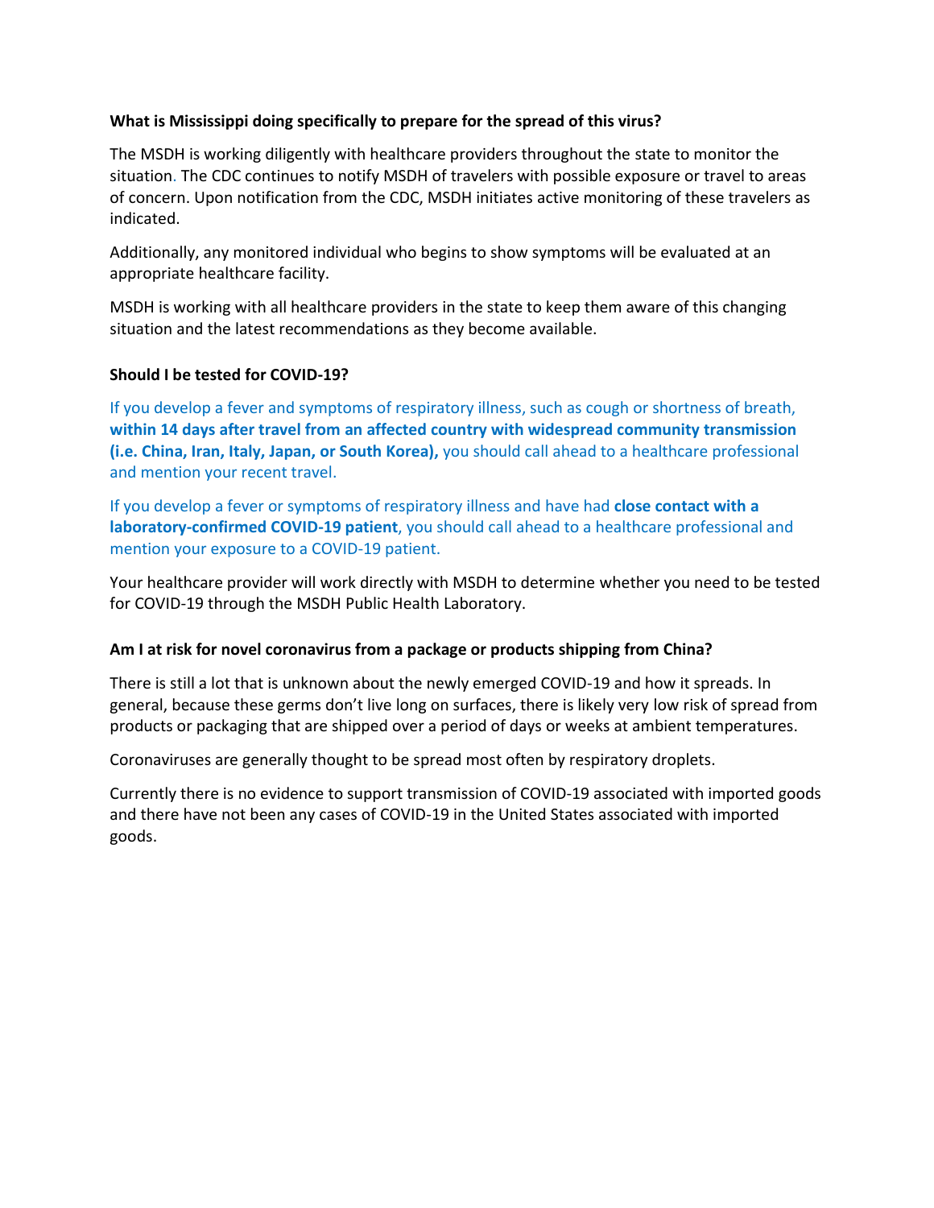**What is Mississippi doing specifically to prepare for the spread of this virus?**

The MSDH is working diligently with healthcare providers throughout the state to monitor the situation. The CDC continues to notify MSDH of travelers with possible exposure or travel to areas of concern. Upon notification from the CDC, MSDH initiates active monitoring of these travelers as indicated.

Additionally, any monitored individual who begins to show symptoms will be evaluated at an appropriate healthcare facility.

MSDH is working with all healthcare providers in the state to keep them aware of this changing situation and the latest recommendations as they become available.

**Should I be tested for COVID-19?**

If you develop a fever and symptoms of respiratory illness, such as cough or shortness of breath, **within 14 days after travel from an affected country with widespread community transmission (i.e. China, Iran, Italy, Japan, or South Korea),** you should call ahead to a healthcare professional and mention your recent travel.

If you develop a fever or symptoms of respiratory illness and have had **close contact with a laboratory-confirmed COVID-19 patient**, you should call ahead to a healthcare professional and mention your exposure to a COVID-19 patient.

Your healthcare provider will work directly with MSDH to determine whether you need to be tested for COVID-19 through the MSDH Public Health Laboratory.

**Am I at risk for novel coronavirus from a package or products shipping from China?**

There is still a lot that is unknown about the newly emerged COVID-19 and how it spreads. In general, because these germs don't live long on surfaces, there is likely very low risk of spread from products or packaging that are shipped over a period of days or weeks at ambient temperatures.

Coronaviruses are generally thought to be spread most often by respiratory droplets.

Currently there is no evidence to support transmission of COVID-19 associated with imported goods and there have not been any cases of COVID-19 in the United States associated with imported goods.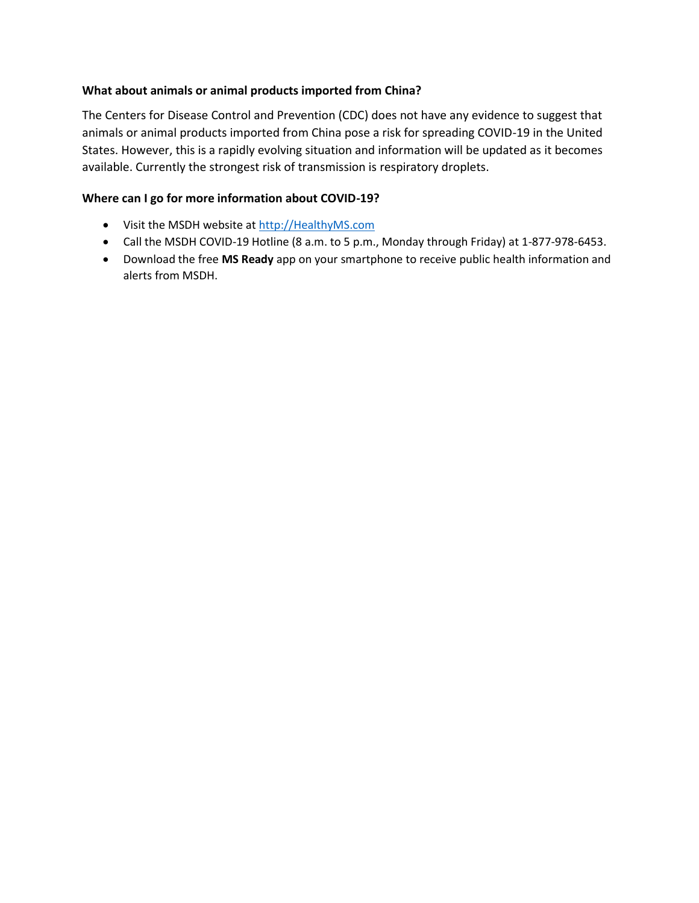**What about animals or animal products imported from China?**

The Centers for Disease Control and Prevention (CDC) does not have any evidence to suggest that animals or animal products imported from China pose a risk for spreading COVID-19 in the United States. However, this is a rapidly evolving situation and information will be updated as it becomes available. Currently the strongest risk of transmission is respiratory droplets.

**Where can I go for more information about COVID-19?**

- Visit the MSDH website at [http://HealthyMS.com](http://HealthyMS.com)
- Call the MSDH COVID-19 Hotline (8 a.m. to 5 p.m., Monday through Friday) at 1-877-978-6453.
- Download the free **MS Ready** app on your smartphone to receive public health information and alerts from MSDH.